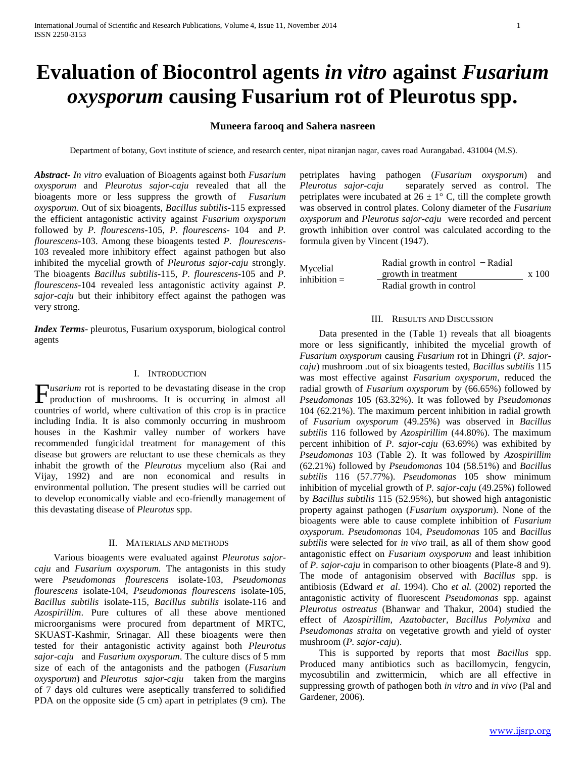# Evaluation of Biocontrol agents *in vitro* against *Fusarium oxysporum* causing Fusarium rot of Pleurotus spp.

**Muneera farooq and Sahera nasreen**

Department of botany, Govt institute of science, and research center, nipat niranjan nagar, caves road Aurangabad. 431004 (M.S).

***Abstract***- *In vitro* evaluation of Bioagents against both *Fusarium oxysporum* and *Pleurotus sajor-caju* revealed that all the bioagents more or less suppress the growth of *Fusarium oxysporum.* Out of six bioagents, *Bacillus subtilis*-115 expressed the efficient antagonistic activity against *Fusarium oxysporum* followed by *P. flourescens*-105, *P. flourescens*- 104 and *P. flourescens*-103. Among these bioagents tested *P. flourescens*-103 revealed more inhibitory effect against pathogen but also inhibited the mycelial growth of *Pleurotus sajor-caju* strongly. The bioagents *Bacillus subtilis*-115, *P. flourescens*-105 and *P. flourescens*-104 revealed less antagonistic activity against *P. sajor-caju* but their inhibitory effect against the pathogen was very strong.

***Index Terms***- pleurotus, Fusarium oxysporum, biological control agents

## I. Introduction

*Fusarium* rot is reported to be devastating disease in the crop production of mushrooms. It is occurring in almost all countries of world, where cultivation of this crop is in practice including India. It is also commonly occurring in mushroom houses in the Kashmir valley number of workers have recommended fungicidal treatment for management of this disease but growers are reluctant to use these chemicals as they inhabit the growth of the *Pleurotus* mycelium also (Rai and Vijay, 1992) and are non economical and results in environmental pollution. The present studies will be carried out to develop economically viable and eco-friendly management of this devastating disease of *Pleurotus* spp.

## II. Materials and methods

Various bioagents were evaluated against *Pleurotus sajor-caju* and *Fusarium oxysporum.* The antagonists in this study were *Pseudomonas flourescens* isolate-103, *Pseudomonas flourescens* isolate-104, *Pseudomonas flourescens* isolate-105, *Bacillus subtilis* isolate-115, *Bacillus subtilis* isolate-116 and *Azospirillim*. Pure cultures of all these above mentioned microorganisms were procured from department of MRTC, SKUAST-Kashmir, Srinagar. All these bioagents were then tested for their antagonistic activity against both *Pleurotus sajor-caju* and *Fusarium oxysporum*. The culture discs of 5 mm size of each of the antagonists and the pathogen (*Fusarium oxysporum*) and *Pleurotus sajor-caju* taken from the margins of 7 days old cultures were aseptically transferred to solidified PDA on the opposite side (5 cm) apart in petriplates (9 cm). The petriplates having pathogen (*Fusarium oxysporum*) and *Pleurotus sajor-caju* separately served as control. The petriplates were incubated at $26 \pm 1°$ C, till the complete growth was observed in control plates. Colony diameter of the *Fusarium oxysporum* and *Pleurotus sajor-caju* were recorded and percent growth inhibition over control was calculated according to the formula given by Vincent (1947).

$$\text{Mycelial inhibition} = \frac{\text{Radial growth in control} - \text{Radial growth in treatment}}{\text{Radial growth in control}} \times 100$$

## III. Results and Discussion

Data presented in the (Table 1) reveals that all bioagents more or less significantly, inhibited the mycelial growth of *Fusarium oxysporum* causing *Fusarium* rot in Dhingri (*P. sajor-caju*) mushroom .out of six bioagents tested, *Bacillus subtilis* 115 was most effective against *Fusarium oxysporum*, reduced the radial growth of *Fusarium oxysporum* by (66.65%) followed by *Pseudomonas* 105 (63.32%). It was followed by *Pseudomonas* 104 (62.21%). The maximum percent inhibition in radial growth of *Fusarium oxysporum* (49.25%) was observed in *Bacillus subtilis* 116 followed by *Azospirillim* (44.80%). The maximum percent inhibition of *P. sajor-caju* (63.69%) was exhibited by *Pseudomonas* 103 (Table 2). It was followed by *Azospirillim* (62.21%) followed by *Pseudomonas* 104 (58.51%) and *Bacillus subtilis* 116 (57.77%). *Pseudomonas* 105 show minimum inhibition of mycelial growth of *P. sajor-caju* (49.25%) followed by *Bacillus subtilis* 115 (52.95%), but showed high antagonistic property against pathogen (*Fusarium oxysporum*). None of the bioagents were able to cause complete inhibition of *Fusarium oxysporum*. *Pseudomonas* 104, *Pseudomonas* 105 and *Bacillus subtilis* were selected for *in vivo* trail, as all of them show good antagonistic effect on *Fusarium oxysporum* and least inhibition of *P. sajor-caju* in comparison to other bioagents (Plate-8 and 9). The mode of antagonisim observed with *Bacillus* spp. is antibiosis (Edward *et al*. 1994). Cho *et al.* (2002) reported the antagonistic activity of fluorescent *Pseudomonas* spp. against *Pleurotus ostreatus* (Bhanwar and Thakur, 2004) studied the effect of *Azospirillim, Azatobacter, Bacillus Polymixa* and *Pseudomonas straita* on vegetative growth and yield of oyster mushroom (*P. sajor-caju*).

This is supported by reports that most *Bacillus* spp. Produced many antibiotics such as bacillomycin, fengycin, mycosubtilin and zwittermicin, which are all effective in suppressing growth of pathogen both *in vitro* and *in vivo* (Pal and Gardener, 2006).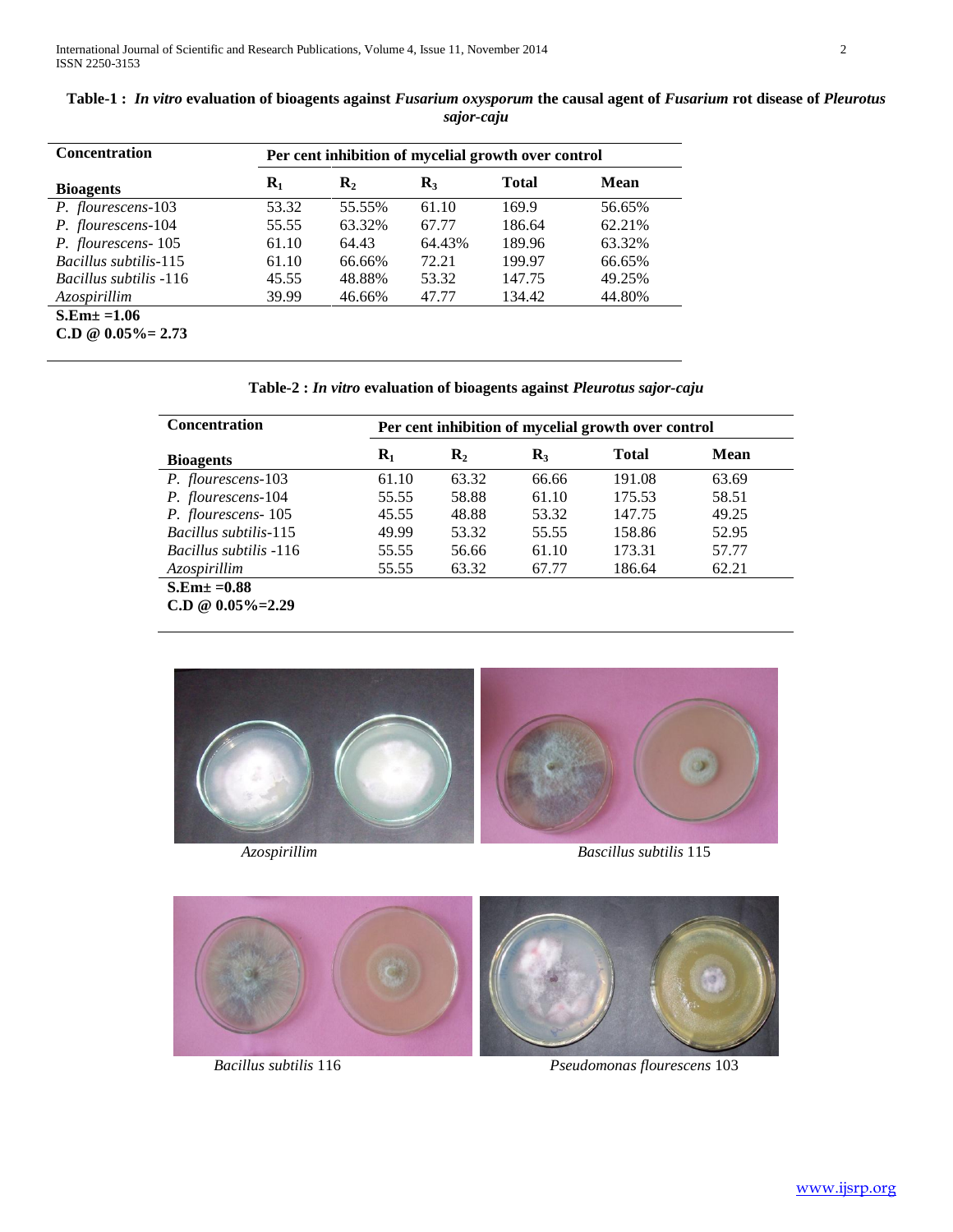**Table-1 :** ***In vitro*** **evaluation of bioagents against** ***Fusarium oxysporum*** **the causal agent of** ***Fusarium*** **rot disease of** ***Pleurotus sajor-caju***

| Concentration / Bioagents | Per cent inhibition of mycelial growth over control | | | | |
|---|---|---|---|---|---|
| | $R_1$ | $R_2$ | $R_3$ | Total | Mean |
| *P. flourescens*-103 | 53.32 | 55.55% | 61.10 | 169.9 | 56.65% |
| *P. flourescens*-104 | 55.55 | 63.32% | 67.77 | 186.64 | 62.21% |
| *P. flourescens*- 105 | 61.10 | 64.43 | 64.43% | 189.96 | 63.32% |
| *Bacillus subtilis*-115 | 61.10 | 66.66% | 72.21 | 199.97 | 66.65% |
| *Bacillus subtilis* -116 | 45.55 | 48.88% | 53.32 | 147.75 | 49.25% |
| *Azospirillim* | 39.99 | 46.66% | 47.77 | 134.42 | 44.80% |

**S.Em± =1.06**
**C.D @ 0.05%= 2.73**

**Table-2 :** ***In vitro*** **evaluation of bioagents against** ***Pleurotus sajor-caju***

| Concentration / Bioagents | Per cent inhibition of mycelial growth over control | | | | |
|---|---|---|---|---|---|
| | $R_1$ | $R_2$ | $R_3$ | Total | Mean |
| *P. flourescens*-103 | 61.10 | 63.32 | 66.66 | 191.08 | 63.69 |
| *P. flourescens*-104 | 55.55 | 58.88 | 61.10 | 175.53 | 58.51 |
| *P. flourescens*- 105 | 45.55 | 48.88 | 53.32 | 147.75 | 49.25 |
| *Bacillus subtilis*-115 | 49.99 | 53.32 | 55.55 | 158.86 | 52.95 |
| *Bacillus subtilis* -116 | 55.55 | 56.66 | 61.10 | 173.31 | 57.77 |
| *Azospirillim* | 55.55 | 63.32 | 67.77 | 186.64 | 62.21 |

**S.Em± =0.88**
**C.D @ 0.05%=2.29**

*Azospirillim*

*Bascillus subtilis* 115

*Bacillus subtilis* 116

*Pseudomonas flourescens* 103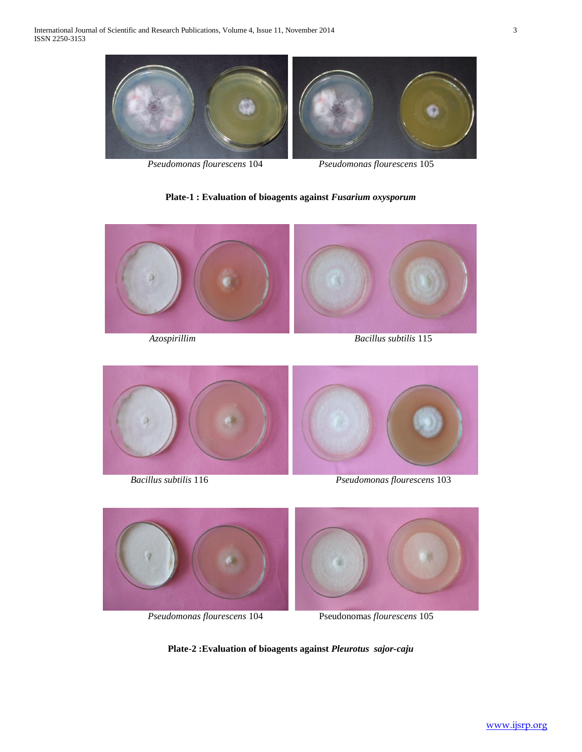*Pseudomonas flourescens* 104 *Pseudomonas flourescens* 105

**Plate-1 : Evaluation of bioagents against *Fusarium oxysporum***

*Azospirillim* *Bacillus subtilis* 115

*Bacillus subtilis* 116 *Pseudomonas flourescens* 103

*Pseudomonas flourescens* 104 Pseudonomas *flourescens* 105

**Plate-2 :Evaluation of bioagents against *Pleurotus sajor-caju***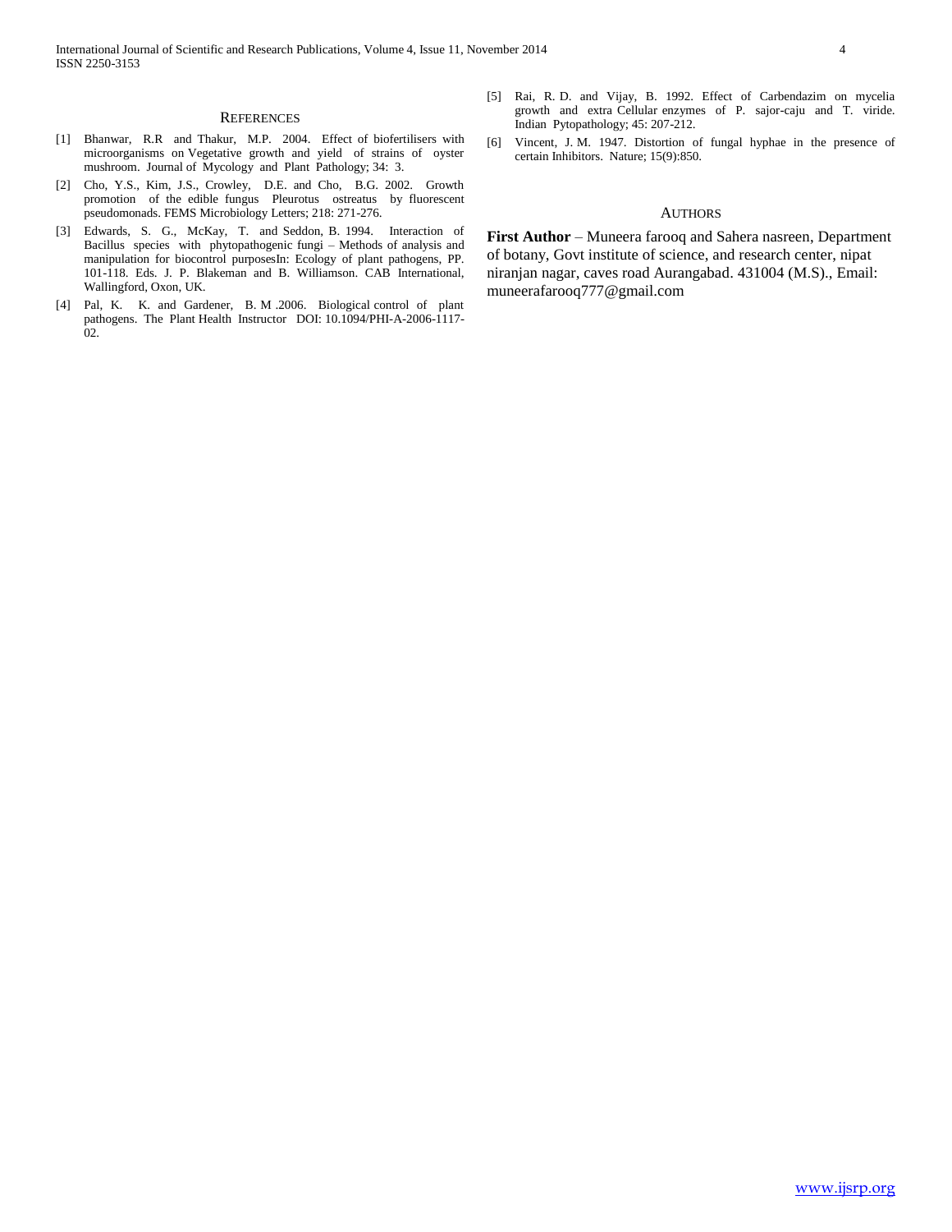## REFERENCES

[1] Bhanwar, R.R and Thakur, M.P. 2004. Effect of biofertilisers with microorganisms on Vegetative growth and yield of strains of oyster mushroom. Journal of Mycology and Plant Pathology; 34: 3.

[2] Cho, Y.S., Kim, J.S., Crowley, D.E. and Cho, B.G. 2002. Growth promotion of the edible fungus Pleurotus ostreatus by fluorescent pseudomonads. FEMS Microbiology Letters; 218: 271-276.

[3] Edwards, S. G., McKay, T. and Seddon, B. 1994. Interaction of Bacillus species with phytopathogenic fungi – Methods of analysis and manipulation for biocontrol purposesIn: Ecology of plant pathogens, PP. 101-118. Eds. J. P. Blakeman and B. Williamson. CAB International, Wallingford, Oxon, UK.

[4] Pal, K. K. and Gardener, B. M .2006. Biological control of plant pathogens. The Plant Health Instructor DOI: 10.1094/PHI-A-2006-1117-02.

[5] Rai, R. D. and Vijay, B. 1992. Effect of Carbendazim on mycelia growth and extra Cellular enzymes of P. sajor-caju and T. viride. Indian Pytopathology; 45: 207-212.

[6] Vincent, J. M. 1947. Distortion of fungal hyphae in the presence of certain Inhibitors. Nature; 15(9):850.

## AUTHORS

**First Author** – Muneera farooq and Sahera nasreen, Department of botany, Govt institute of science, and research center, nipat niranjan nagar, caves road Aurangabad. 431004 (M.S)., Email: muneerafarooq777@gmail.com